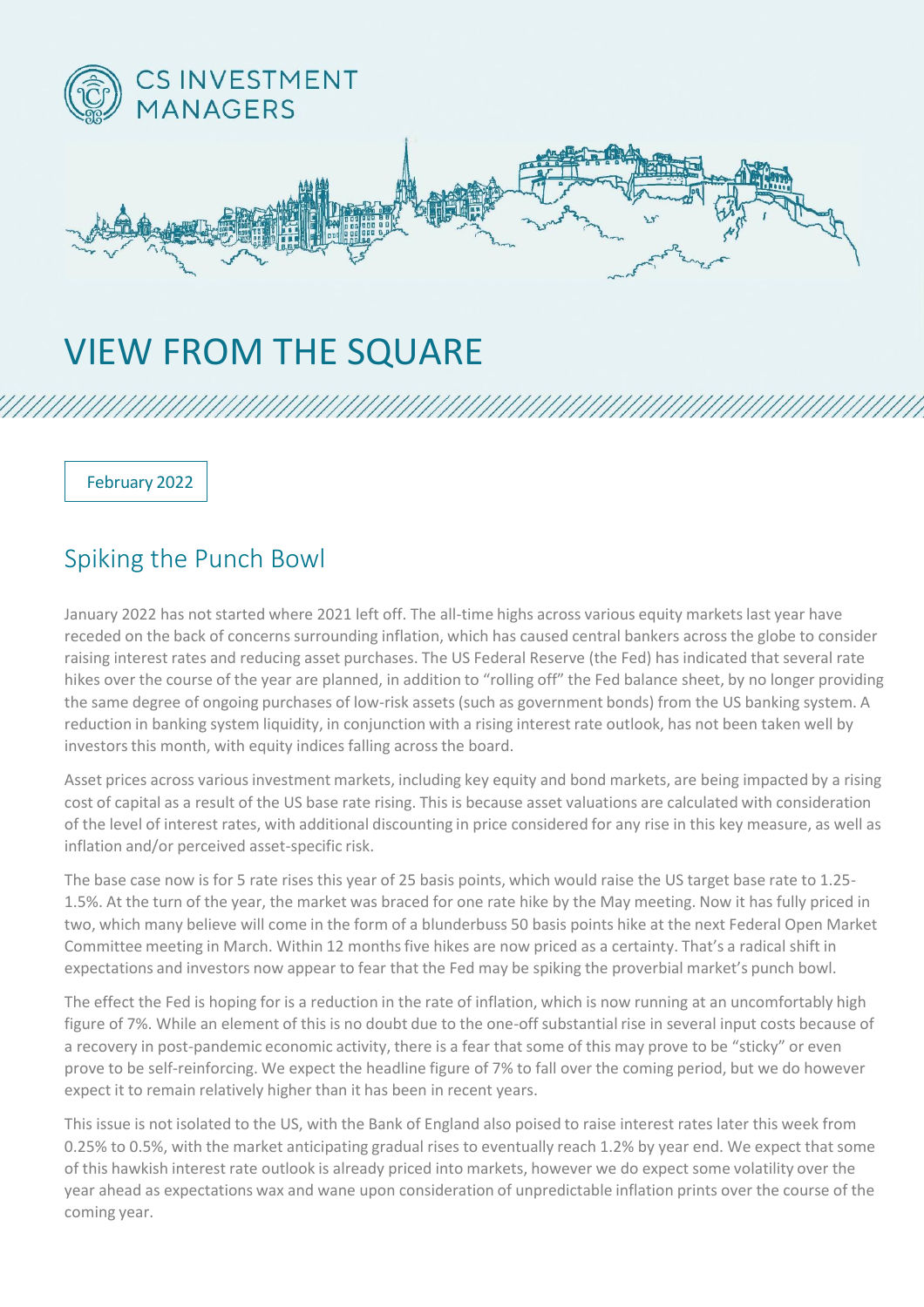CS INVESTMENT MANAGERS

# VIEW FROM THE SQUARE

February 2022

## Spiking the Punch Bowl

January 2022 has not started where 2021 left off. The all-time highs across various equity markets last year have receded on the back of concerns surrounding inflation, which has caused central bankers across the globe to consider raising interest rates and reducing asset purchases. The US Federal Reserve (the Fed) has indicated that several rate hikes over the course of the year are planned, in addition to "rolling off" the Fed balance sheet, by no longer providing the same degree of ongoing purchases of low-risk assets (such as government bonds) from the US banking system. A reduction in banking system liquidity, in conjunction with a rising interest rate outlook, has not been taken well by investors this month, with equity indices falling across the board.

Asset prices across various investment markets, including key equity and bond markets, are being impacted by a rising cost of capital as a result of the US base rate rising. This is because asset valuations are calculated with consideration of the level of interest rates, with additional discounting in price considered for any rise in this key measure, as well as inflation and/or perceived asset-specific risk.

The base case now is for 5 rate rises this year of 25 basis points, which would raise the US target base rate to 1.25-1.5%. At the turn of the year, the market was braced for one rate hike by the May meeting. Now it has fully priced in two, which many believe will come in the form of a blunderbuss 50 basis points hike at the next Federal Open Market Committee meeting in March. Within 12 months five hikes are now priced as a certainty. That's a radical shift in expectations and investors now appear to fear that the Fed may be spiking the proverbial market's punch bowl.

The effect the Fed is hoping for is a reduction in the rate of inflation, which is now running at an uncomfortably high figure of 7%. While an element of this is no doubt due to the one-off substantial rise in several input costs because of a recovery in post-pandemic economic activity, there is a fear that some of this may prove to be "sticky" or even prove to be self-reinforcing. We expect the headline figure of 7% to fall over the coming period, but we do however expect it to remain relatively higher than it has been in recent years.

This issue is not isolated to the US, with the Bank of England also poised to raise interest rates later this week from 0.25% to 0.5%, with the market anticipating gradual rises to eventually reach 1.2% by year end. We expect that some of this hawkish interest rate outlook is already priced into markets, however we do expect some volatility over the year ahead as expectations wax and wane upon consideration of unpredictable inflation prints over the course of the coming year.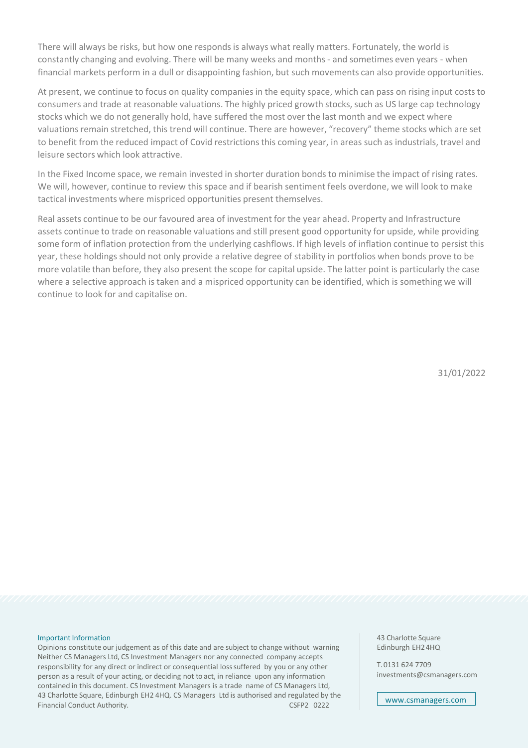There will always be risks, but how one responds is always what really matters. Fortunately, the world is constantly changing and evolving. There will be many weeks and months - and sometimes even years - when financial markets perform in a dull or disappointing fashion, but such movements can also provide opportunities.

At present, we continue to focus on quality companies in the equity space, which can pass on rising input costs to consumers and trade at reasonable valuations. The highly priced growth stocks, such as US large cap technology stocks which we do not generally hold, have suffered the most over the last month and we expect where valuations remain stretched, this trend will continue. There are however, "recovery" theme stocks which are set to benefit from the reduced impact of Covid restrictions this coming year, in areas such as industrials, travel and leisure sectors which look attractive.

In the Fixed Income space, we remain invested in shorter duration bonds to minimise the impact of rising rates. We will, however, continue to review this space and if bearish sentiment feels overdone, we will look to make tactical investments where mispriced opportunities present themselves.

Real assets continue to be our favoured area of investment for the year ahead. Property and Infrastructure assets continue to trade on reasonable valuations and still present good opportunity for upside, while providing some form of inflation protection from the underlying cashflows. If high levels of inflation continue to persist this year, these holdings should not only provide a relative degree of stability in portfolios when bonds prove to be more volatile than before, they also present the scope for capital upside. The latter point is particularly the case where a selective approach is taken and a mispriced opportunity can be identified, which is something we will continue to look for and capitalise on.

31/01/2022

Important Information

Opinions constitute our judgement as of this date and are subject to change without warning Neither CS Managers Ltd, CS Investment Managers nor any connected company accepts responsibility for any direct or indirect or consequential loss suffered by you or any other person as a result of your acting, or deciding not to act, in reliance upon any information contained in this document. CS Investment Managers is a trade name of CS Managers Ltd, 43 Charlotte Square, Edinburgh EH2 4HQ. CS Managers Ltd is authorised and regulated by the Financial Conduct Authority. CSFP2 0222

43 Charlotte Square
Edinburgh EH2 4HQ

T. 0131 624 7709
investments@csmanagers.com

www.csmanagers.com